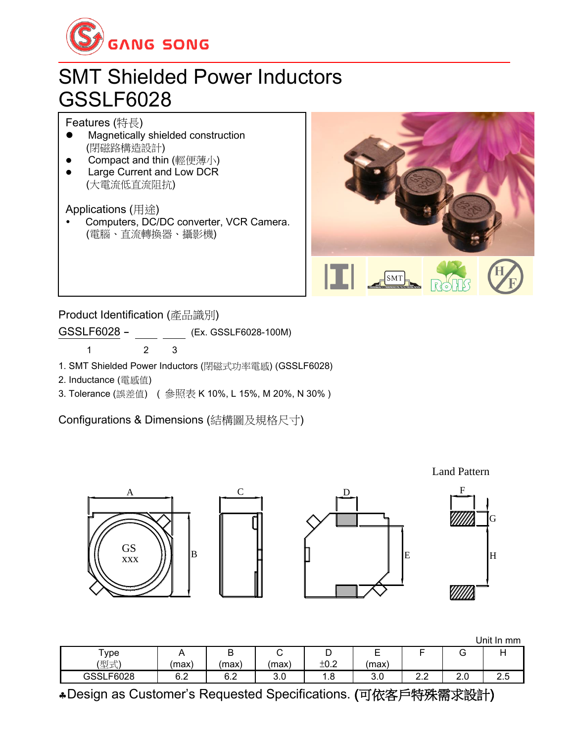GANG SONG

# SMT Shielded Power Inductors
# GSSLF6028

Features (特長)

- Magnetically shielded construction (閉磁路構造設計)
- Compact and thin (輕便薄小)
- Large Current and Low DCR (大電流低直流阻抗)

Applications (用途)

- Computers, DC/DC converter, VCR Camera. (電腦、直流轉換器、攝影機)

Product Identification (產品識別)

GSSLF6028 – ____ ____ (Ex. GSSLF6028-100M)

1 2 3

1. SMT Shielded Power Inductors (閉磁式功率電感) (GSSLF6028)
2. Inductance (電感值)
3. Tolerance (誤差值) ( 參照表 K 10%, L 15%, M 20%, N 30% )

Configurations & Dimensions (結構圖及規格尺寸)

Land Pattern

Unit In mm

| Type (型式) | A (max) | B (max) | C (max) | D ±0.2 | E (max) | F | G | H |
|---|---|---|---|---|---|---|---|---|
| GSSLF6028 | 6.2 | 6.2 | 3.0 | 1.8 | 3.0 | 2.2 | 2.0 | 2.5 |

♣Design as Customer's Requested Specifications. (可依客戶特殊需求設計)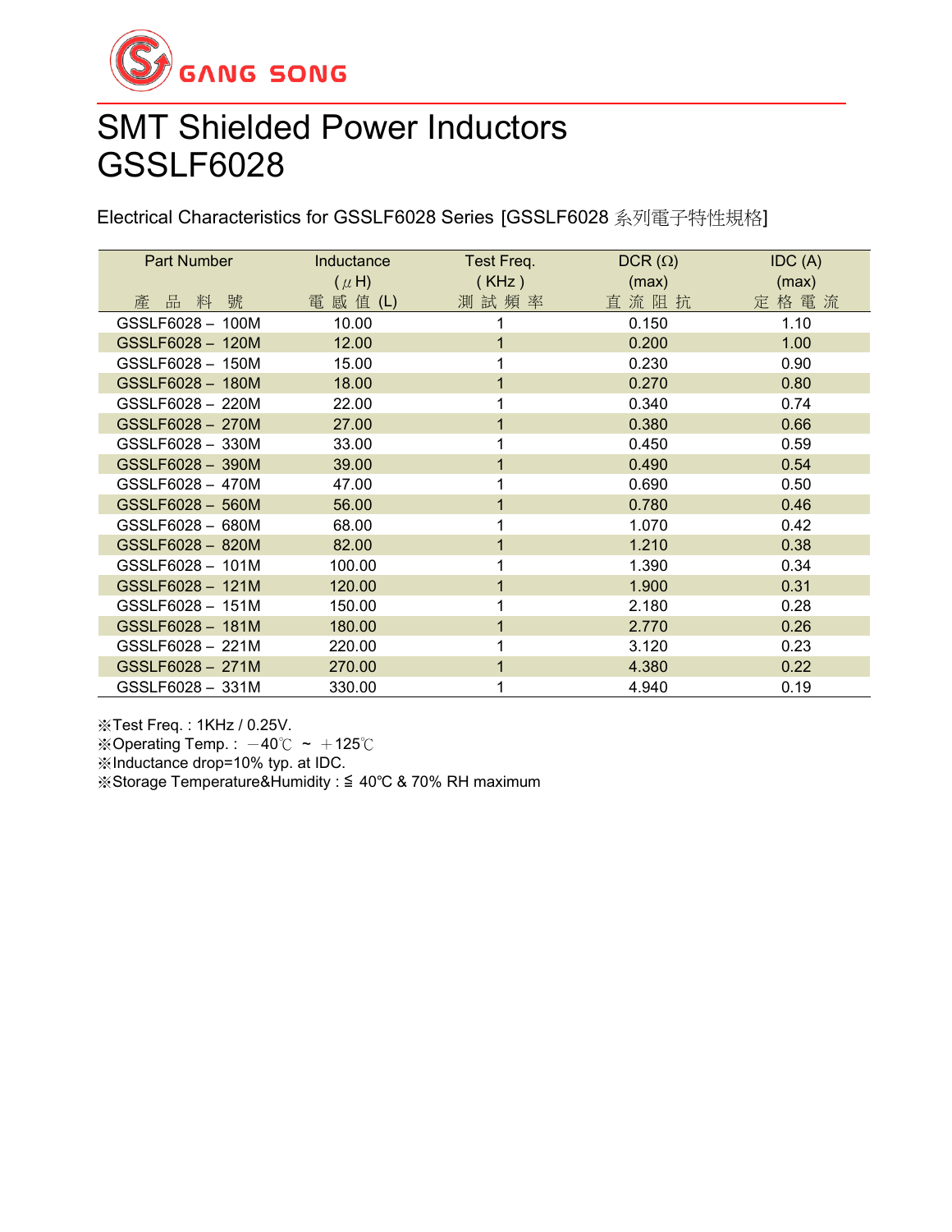GANG SONG

# SMT Shielded Power Inductors
# GSSLF6028

Electrical Characteristics for GSSLF6028 Series [GSSLF6028 系列電子特性規格]

| Part Number<br>產 品 料 號 | Inductance<br>( μH)<br>電 感 值 (L) | Test Freq.<br>( KHz )<br>測 試 頻 率 | DCR (Ω)<br>(max)<br>直 流 阻 抗 | IDC (A)<br>(max)<br>定 格 電 流 |
|---|---|---|---|---|
| GSSLF6028 – 100M | 10.00 | 1 | 0.150 | 1.10 |
| GSSLF6028 – 120M | 12.00 | 1 | 0.200 | 1.00 |
| GSSLF6028 – 150M | 15.00 | 1 | 0.230 | 0.90 |
| GSSLF6028 – 180M | 18.00 | 1 | 0.270 | 0.80 |
| GSSLF6028 – 220M | 22.00 | 1 | 0.340 | 0.74 |
| GSSLF6028 – 270M | 27.00 | 1 | 0.380 | 0.66 |
| GSSLF6028 – 330M | 33.00 | 1 | 0.450 | 0.59 |
| GSSLF6028 – 390M | 39.00 | 1 | 0.490 | 0.54 |
| GSSLF6028 – 470M | 47.00 | 1 | 0.690 | 0.50 |
| GSSLF6028 – 560M | 56.00 | 1 | 0.780 | 0.46 |
| GSSLF6028 – 680M | 68.00 | 1 | 1.070 | 0.42 |
| GSSLF6028 – 820M | 82.00 | 1 | 1.210 | 0.38 |
| GSSLF6028 – 101M | 100.00 | 1 | 1.390 | 0.34 |
| GSSLF6028 – 121M | 120.00 | 1 | 1.900 | 0.31 |
| GSSLF6028 – 151M | 150.00 | 1 | 2.180 | 0.28 |
| GSSLF6028 – 181M | 180.00 | 1 | 2.770 | 0.26 |
| GSSLF6028 – 221M | 220.00 | 1 | 3.120 | 0.23 |
| GSSLF6028 – 271M | 270.00 | 1 | 4.380 | 0.22 |
| GSSLF6028 – 331M | 330.00 | 1 | 4.940 | 0.19 |

※Test Freq. : 1KHz / 0.25V.
※Operating Temp. : －40℃ ~ ＋125℃
※Inductance drop=10% typ. at IDC.
※Storage Temperature&Humidity : ≦ 40℃ & 70% RH maximum